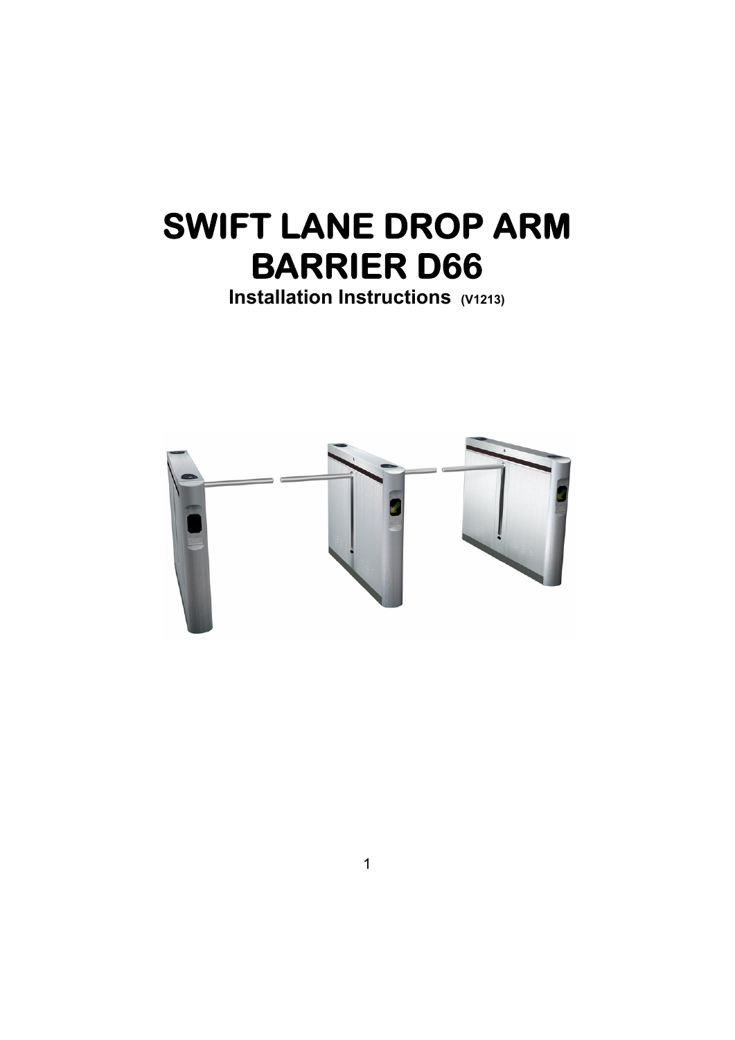# SWIFT LANE DROP ARM BARRIER D66

**Installation Instructions (V1213)**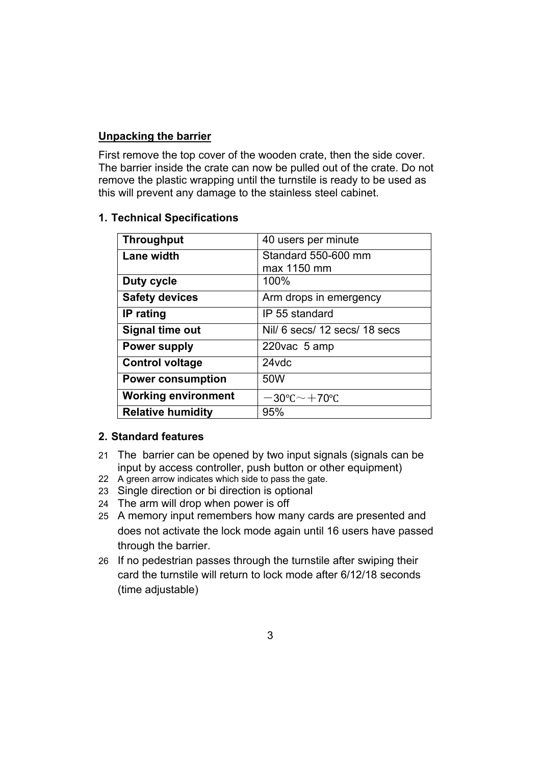**Unpacking the barrier**

First remove the top cover of the wooden crate, then the side cover. The barrier inside the crate can now be pulled out of the crate. Do not remove the plastic wrapping until the turnstile is ready to be used as this will prevent any damage to the stainless steel cabinet.

## 1. Technical Specifications

| **Throughput** | 40 users per minute |
|---|---|
| **Lane width** | Standard 550-600 mm<br>max 1150 mm |
| **Duty cycle** | 100% |
| **Safety devices** | Arm drops in emergency |
| **IP rating** | IP 55 standard |
| **Signal time out** | Nil/ 6 secs/ 12 secs/ 18 secs |
| **Power supply** | 220vac 5 amp |
| **Control voltage** | 24vdc |
| **Power consumption** | 50W |
| **Working environment** | －30℃～＋70℃ |
| **Relative humidity** | 95% |

## 2. Standard features

21 The barrier can be opened by two input signals (signals can be input by access controller, push button or other equipment)

22 A green arrow indicates which side to pass the gate.

23 Single direction or bi direction is optional

24 The arm will drop when power is off

25 A memory input remembers how many cards are presented and does not activate the lock mode again until 16 users have passed through the barrier.

26 If no pedestrian passes through the turnstile after swiping their card the turnstile will return to lock mode after 6/12/18 seconds (time adjustable)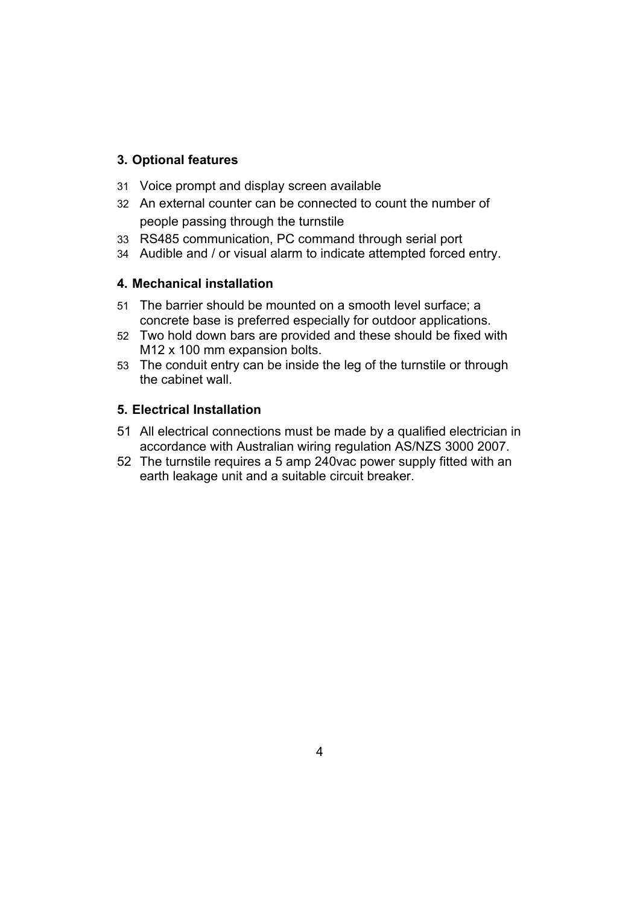## 3. Optional features

31 Voice prompt and display screen available

32 An external counter can be connected to count the number of people passing through the turnstile

33 RS485 communication, PC command through serial port

34 Audible and / or visual alarm to indicate attempted forced entry.

## 4. Mechanical installation

51 The barrier should be mounted on a smooth level surface; a concrete base is preferred especially for outdoor applications.

52 Two hold down bars are provided and these should be fixed with M12 x 100 mm expansion bolts.

53 The conduit entry can be inside the leg of the turnstile or through the cabinet wall.

## 5. Electrical Installation

51 All electrical connections must be made by a qualified electrician in accordance with Australian wiring regulation AS/NZS 3000 2007.

52 The turnstile requires a 5 amp 240vac power supply fitted with an earth leakage unit and a suitable circuit breaker.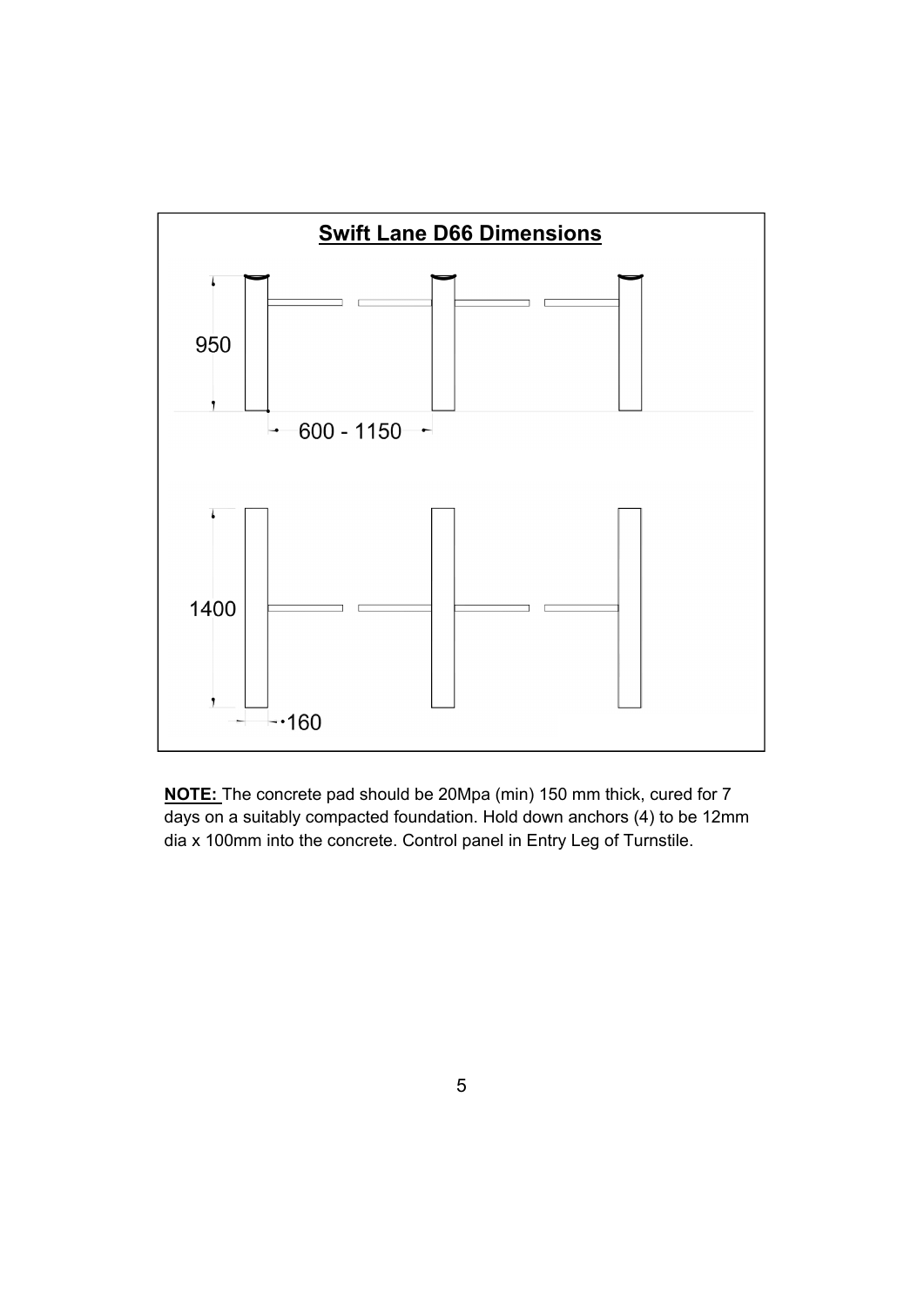## Swift Lane D66 Dimensions

950

600 - 1150

1400

160

**NOTE:** The concrete pad should be 20Mpa (min) 150 mm thick, cured for 7 days on a suitably compacted foundation. Hold down anchors (4) to be 12mm dia x 100mm into the concrete. Control panel in Entry Leg of Turnstile.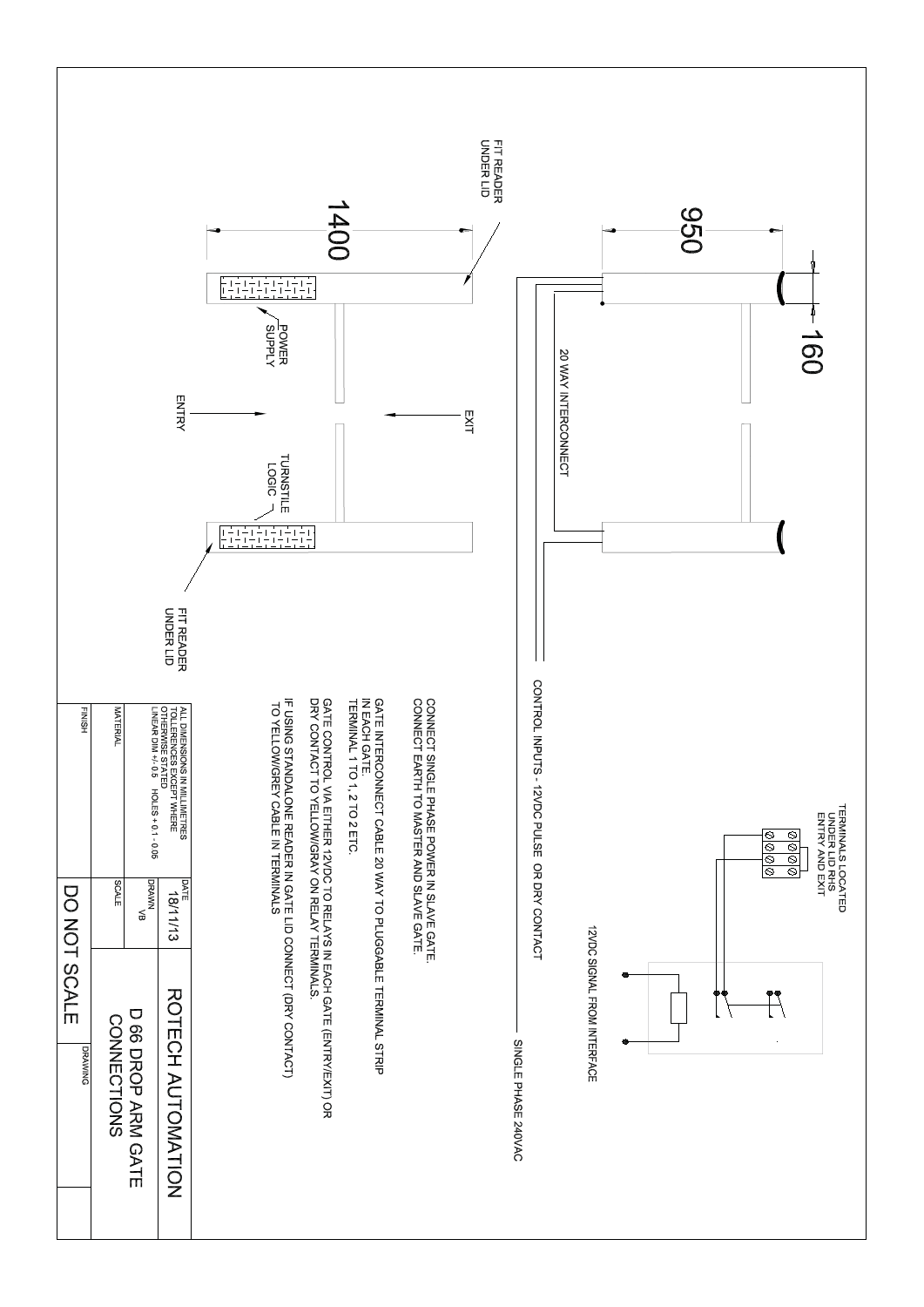FIT READER UNDER LID

1400

POWER SUPPLY

ENTRY

EXIT

TURNSTILE LOGIC

FIT READER UNDER LID

950

160

20 WAY INTERCONNECT

CONTROL INPUTS - 12V/DC PULSE OR DRY CONTACT

SINGLE PHASE 240VAC

TERMINALS LOCATED UNDER LID RHS ENTRY AND EXIT

12V/DC SIGNAL FROM INTERFACE

CONNECT SINGLE PHASE POWER IN SLAVE GATE.
CONNECT EARTH TO MASTER AND SLAVE GATE.

GATE INTERCONNECT CABLE 20 WAY TO PLUGGABLE TERMINAL STRIP IN EACH GATE.
TERMINAL 1 TO 1, 2 TO 2 ETC.

GATE CONTROL VIA EITHER 12V/DC TO RELAYS IN EACH GATE (ENTRY/EXIT) OR DRY CONTACT TO YELLOW/GRAY ON RELAY TERMINALS.

IF USING STANDALONE READER IN GATE LID CONNECT (DRY CONTACT) TO YELLOW/GREY CABLE IN TERMINALS

| ALL DIMENSIONS IN MILLIMETRES TOLLERENCES EXCEPT WHERE OTHERWISE STATED LINEAR DIM +/- 0.5 HOLES + 0.1 - 0.06 | DATE 18/11/13 | ROTECH AUTOMATION |
|---|---|---|
| | DRAWN VB | |
| MATERIAL | SCALE | D 66 DROP ARM GATE CONNECTIONS |
| FINISH | DO NOT SCALE | DRAWING |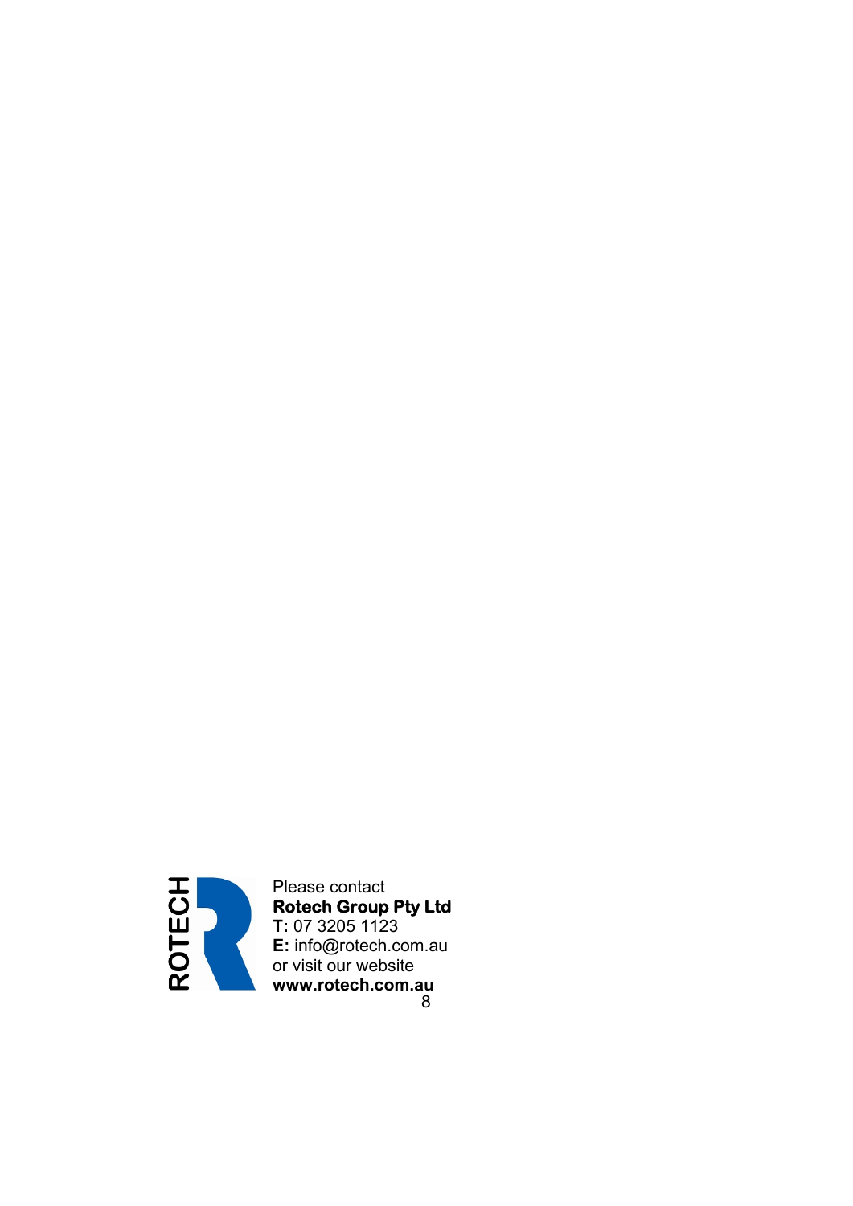ROTECH

Please contact
**Rotech Group Pty Ltd**
**T:** 07 3205 1123
**E:** info@rotech.com.au
or visit our website
**www.rotech.com.au**